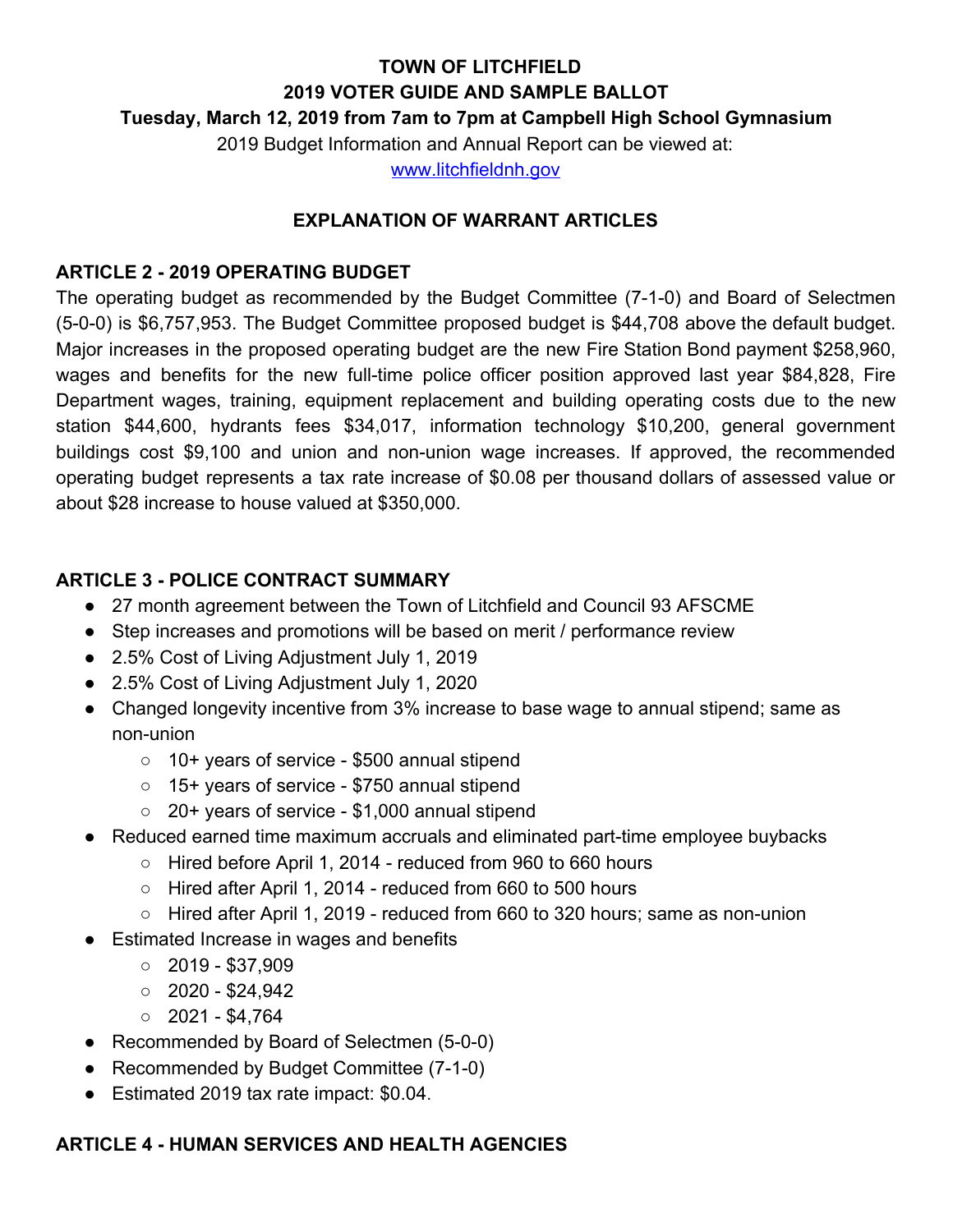# TOWN OF LITCHFIELD
## 2019 VOTER GUIDE AND SAMPLE BALLOT
### Tuesday, March 12, 2019 from 7am to 7pm at Campbell High School Gymnasium

2019 Budget Information and Annual Report can be viewed at:
[www.litchfieldnh.gov](http://www.litchfieldnh.gov)

## EXPLANATION OF WARRANT ARTICLES

### ARTICLE 2 - 2019 OPERATING BUDGET

The operating budget as recommended by the Budget Committee (7-1-0) and Board of Selectmen (5-0-0) is $6,757,953. The Budget Committee proposed budget is $44,708 above the default budget. Major increases in the proposed operating budget are the new Fire Station Bond payment $258,960, wages and benefits for the new full-time police officer position approved last year $84,828, Fire Department wages, training, equipment replacement and building operating costs due to the new station $44,600, hydrants fees $34,017, information technology $10,200, general government buildings cost $9,100 and union and non-union wage increases. If approved, the recommended operating budget represents a tax rate increase of $0.08 per thousand dollars of assessed value or about $28 increase to house valued at $350,000.

### ARTICLE 3 - POLICE CONTRACT SUMMARY

- 27 month agreement between the Town of Litchfield and Council 93 AFSCME
- Step increases and promotions will be based on merit / performance review
- 2.5% Cost of Living Adjustment July 1, 2019
- 2.5% Cost of Living Adjustment July 1, 2020
- Changed longevity incentive from 3% increase to base wage to annual stipend; same as non-union
  - 10+ years of service - $500 annual stipend
  - 15+ years of service - $750 annual stipend
  - 20+ years of service - $1,000 annual stipend
- Reduced earned time maximum accruals and eliminated part-time employee buybacks
  - Hired before April 1, 2014 - reduced from 960 to 660 hours
  - Hired after April 1, 2014 - reduced from 660 to 500 hours
  - Hired after April 1, 2019 - reduced from 660 to 320 hours; same as non-union
- Estimated Increase in wages and benefits
  - 2019 - $37,909
  - 2020 - $24,942
  - 2021 - $4,764
- Recommended by Board of Selectmen (5-0-0)
- Recommended by Budget Committee (7-1-0)
- Estimated 2019 tax rate impact: $0.04.

### ARTICLE 4 - HUMAN SERVICES AND HEALTH AGENCIES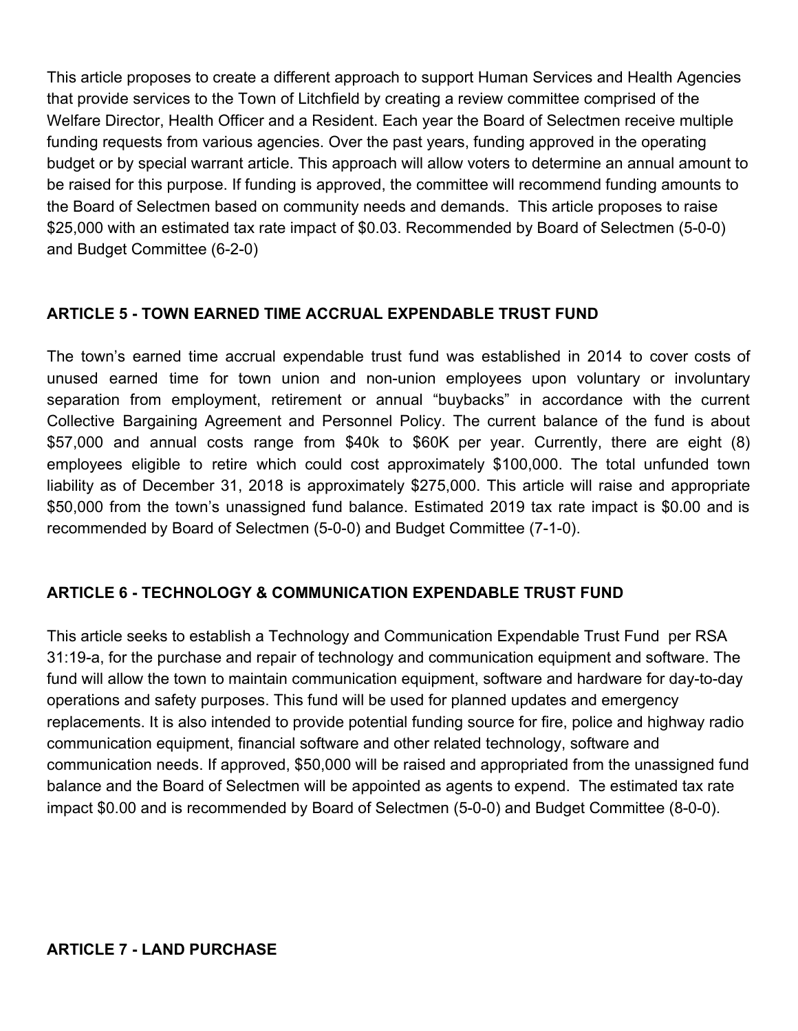This article proposes to create a different approach to support Human Services and Health Agencies that provide services to the Town of Litchfield by creating a review committee comprised of the Welfare Director, Health Officer and a Resident. Each year the Board of Selectmen receive multiple funding requests from various agencies. Over the past years, funding approved in the operating budget or by special warrant article. This approach will allow voters to determine an annual amount to be raised for this purpose. If funding is approved, the committee will recommend funding amounts to the Board of Selectmen based on community needs and demands. This article proposes to raise $25,000 with an estimated tax rate impact of $0.03. Recommended by Board of Selectmen (5-0-0) and Budget Committee (6-2-0)

**ARTICLE 5 - TOWN EARNED TIME ACCRUAL EXPENDABLE TRUST FUND**

The town's earned time accrual expendable trust fund was established in 2014 to cover costs of unused earned time for town union and non-union employees upon voluntary or involuntary separation from employment, retirement or annual "buybacks" in accordance with the current Collective Bargaining Agreement and Personnel Policy. The current balance of the fund is about $57,000 and annual costs range from $40k to $60K per year. Currently, there are eight (8) employees eligible to retire which could cost approximately $100,000. The total unfunded town liability as of December 31, 2018 is approximately $275,000. This article will raise and appropriate $50,000 from the town's unassigned fund balance. Estimated 2019 tax rate impact is $0.00 and is recommended by Board of Selectmen (5-0-0) and Budget Committee (7-1-0).

**ARTICLE 6 - TECHNOLOGY & COMMUNICATION EXPENDABLE TRUST FUND**

This article seeks to establish a Technology and Communication Expendable Trust Fund per RSA 31:19-a, for the purchase and repair of technology and communication equipment and software. The fund will allow the town to maintain communication equipment, software and hardware for day-to-day operations and safety purposes. This fund will be used for planned updates and emergency replacements. It is also intended to provide potential funding source for fire, police and highway radio communication equipment, financial software and other related technology, software and communication needs. If approved, $50,000 will be raised and appropriated from the unassigned fund balance and the Board of Selectmen will be appointed as agents to expend. The estimated tax rate impact $0.00 and is recommended by Board of Selectmen (5-0-0) and Budget Committee (8-0-0).

**ARTICLE 7 - LAND PURCHASE**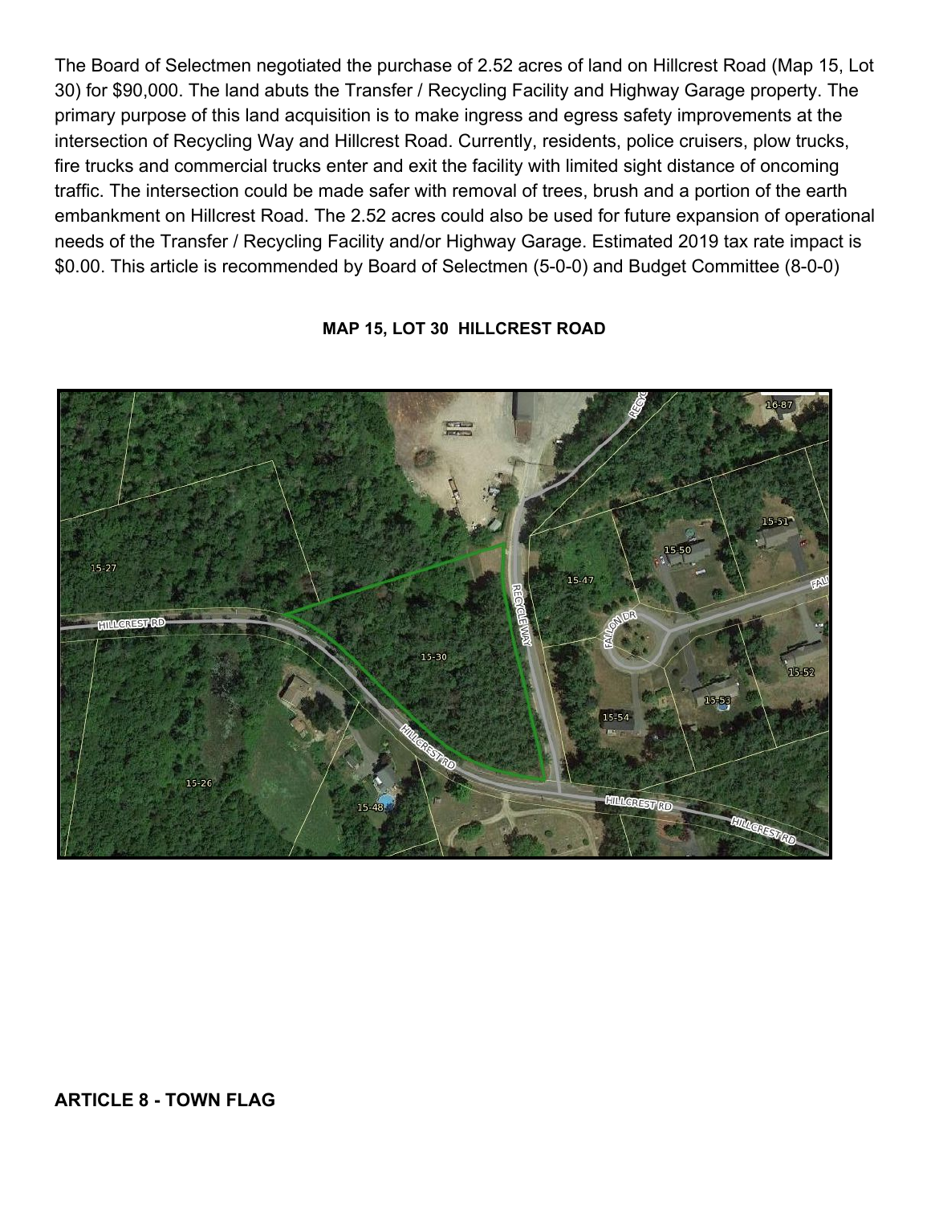The Board of Selectmen negotiated the purchase of 2.52 acres of land on Hillcrest Road (Map 15, Lot 30) for $90,000. The land abuts the Transfer / Recycling Facility and Highway Garage property. The primary purpose of this land acquisition is to make ingress and egress safety improvements at the intersection of Recycling Way and Hillcrest Road. Currently, residents, police cruisers, plow trucks, fire trucks and commercial trucks enter and exit the facility with limited sight distance of oncoming traffic. The intersection could be made safer with removal of trees, brush and a portion of the earth embankment on Hillcrest Road. The 2.52 acres could also be used for future expansion of operational needs of the Transfer / Recycling Facility and/or Highway Garage. Estimated 2019 tax rate impact is $0.00. This article is recommended by Board of Selectmen (5-0-0) and Budget Committee (8-0-0)

**MAP 15, LOT 30 HILLCREST ROAD**

**ARTICLE 8 - TOWN FLAG**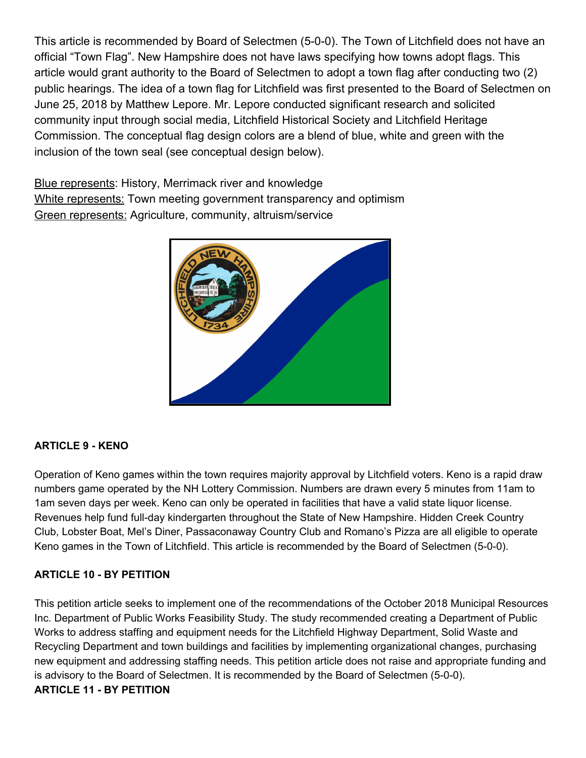This article is recommended by Board of Selectmen (5-0-0). The Town of Litchfield does not have an official "Town Flag". New Hampshire does not have laws specifying how towns adopt flags. This article would grant authority to the Board of Selectmen to adopt a town flag after conducting two (2) public hearings. The idea of a town flag for Litchfield was first presented to the Board of Selectmen on June 25, 2018 by Matthew Lepore. Mr. Lepore conducted significant research and solicited community input through social media, Litchfield Historical Society and Litchfield Heritage Commission. The conceptual flag design colors are a blend of blue, white and green with the inclusion of the town seal (see conceptual design below).

Blue represents: History, Merrimack river and knowledge
White represents: Town meeting government transparency and optimism
Green represents: Agriculture, community, altruism/service

**ARTICLE 9 - KENO**

Operation of Keno games within the town requires majority approval by Litchfield voters. Keno is a rapid draw numbers game operated by the NH Lottery Commission. Numbers are drawn every 5 minutes from 11am to 1am seven days per week. Keno can only be operated in facilities that have a valid state liquor license. Revenues help fund full-day kindergarten throughout the State of New Hampshire. Hidden Creek Country Club, Lobster Boat, Mel's Diner, Passaconaway Country Club and Romano's Pizza are all eligible to operate Keno games in the Town of Litchfield. This article is recommended by the Board of Selectmen (5-0-0).

**ARTICLE 10 - BY PETITION**

This petition article seeks to implement one of the recommendations of the October 2018 Municipal Resources Inc. Department of Public Works Feasibility Study. The study recommended creating a Department of Public Works to address staffing and equipment needs for the Litchfield Highway Department, Solid Waste and Recycling Department and town buildings and facilities by implementing organizational changes, purchasing new equipment and addressing staffing needs. This petition article does not raise and appropriate funding and is advisory to the Board of Selectmen. It is recommended by the Board of Selectmen (5-0-0).

**ARTICLE 11 - BY PETITION**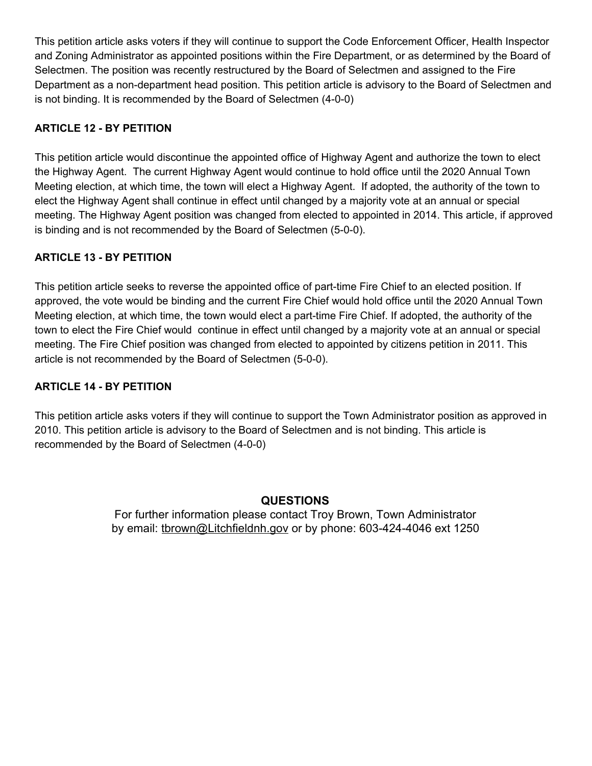This petition article asks voters if they will continue to support the Code Enforcement Officer, Health Inspector and Zoning Administrator as appointed positions within the Fire Department, or as determined by the Board of Selectmen. The position was recently restructured by the Board of Selectmen and assigned to the Fire Department as a non-department head position. This petition article is advisory to the Board of Selectmen and is not binding. It is recommended by the Board of Selectmen (4-0-0)

**ARTICLE 12 - BY PETITION**

This petition article would discontinue the appointed office of Highway Agent and authorize the town to elect the Highway Agent. The current Highway Agent would continue to hold office until the 2020 Annual Town Meeting election, at which time, the town will elect a Highway Agent. If adopted, the authority of the town to elect the Highway Agent shall continue in effect until changed by a majority vote at an annual or special meeting. The Highway Agent position was changed from elected to appointed in 2014. This article, if approved is binding and is not recommended by the Board of Selectmen (5-0-0).

**ARTICLE 13 - BY PETITION**

This petition article seeks to reverse the appointed office of part-time Fire Chief to an elected position. If approved, the vote would be binding and the current Fire Chief would hold office until the 2020 Annual Town Meeting election, at which time, the town would elect a part-time Fire Chief. If adopted, the authority of the town to elect the Fire Chief would continue in effect until changed by a majority vote at an annual or special meeting. The Fire Chief position was changed from elected to appointed by citizens petition in 2011. This article is not recommended by the Board of Selectmen (5-0-0).

**ARTICLE 14 - BY PETITION**

This petition article asks voters if they will continue to support the Town Administrator position as approved in 2010. This petition article is advisory to the Board of Selectmen and is not binding. This article is recommended by the Board of Selectmen (4-0-0)

**QUESTIONS**

For further information please contact Troy Brown, Town Administrator
by email: tbrown@Litchfieldnh.gov or by phone: 603-424-4046 ext 1250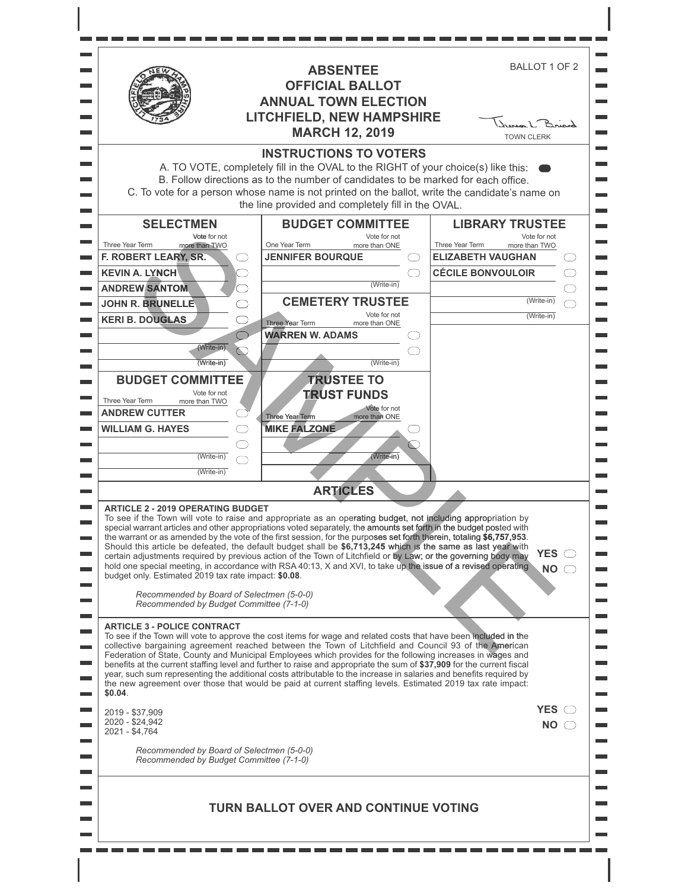# ABSENTEE OFFICIAL BALLOT ANNUAL TOWN ELECTION LITCHFIELD, NEW HAMPSHIRE MARCH 12, 2019

BALLOT 1 OF 2

TOWN CLERK

SAMPLE

## INSTRUCTIONS TO VOTERS

A. TO VOTE, completely fill in the OVAL to the RIGHT of your choice(s) like this: ⬬

B. Follow directions as to the number of candidates to be marked for each office.

C. To vote for a person whose name is not printed on the ballot, write the candidate's name on the line provided and completely fill in the OVAL.

### SELECTMEN

Three Year Term — Vote for not more than TWO

- F. ROBERT LEARY, SR. ◯
- KEVIN A. LYNCH ◯
- ANDREW SANTOM ◯
- JOHN R. BRUNELLE ◯
- KERI B. DOUGLAS ◯
- (Write-in) ◯
- (Write-in) ◯

### BUDGET COMMITTEE

Three Year Term — Vote for not more than TWO

- ANDREW CUTTER ◯
- WILLIAM G. HAYES ◯
- (Write-in) ◯
- (Write-in) ◯

### BUDGET COMMITTEE

One Year Term — Vote for not more than ONE

- JENNIFER BOURQUE ◯
- (Write-in) ◯

### CEMETERY TRUSTEE

Three Year Term — Vote for not more than ONE

- WARREN W. ADAMS ◯
- (Write-in) ◯

### TRUSTEE TO TRUST FUNDS

Three Year Term — Vote for not more than ONE

- MIKE FALZONE ◯
- (Write-in) ◯

### LIBRARY TRUSTEE

Three Year Term — Vote for not more than TWO

- ELIZABETH VAUGHAN ◯
- CÉCILE BONVOULOIR ◯
- (Write-in) ◯
- (Write-in) ◯

## ARTICLES

**ARTICLE 2 - 2019 OPERATING BUDGET**

To see if the Town will vote to raise and appropriate as an operating budget, not including appropriation by special warrant articles and other appropriations voted separately, the amounts set forth in the budget posted with the warrant or as amended by the vote of the first session, for the purposes set forth therein, totaling **$6,757,953**. Should this article be defeated, the default budget shall be **$6,713,245** which is the same as last year with certain adjustments required by previous action of the Town of Litchfield or by Law; or the governing body may hold one special meeting, in accordance with RSA 40:13, X and XVI, to take up the issue of a revised operating budget only. Estimated 2019 tax rate impact: **$0.08**.

*Recommended by Board of Selectmen (5-0-0)*
*Recommended by Budget Committee (7-1-0)*

**YES** ◯
**NO** ◯

**ARTICLE 3 - POLICE CONTRACT**

To see if the Town will vote to approve the cost items for wage and related costs that have been included in the collective bargaining agreement reached between the Town of Litchfield and Council 93 of the American Federation of State, County and Municipal Employees which provides for the following increases in wages and benefits at the current staffing level and further to raise and appropriate the sum of **$37,909** for the current fiscal year, such sum representing the additional costs attributable to the increase in salaries and benefits required by the new agreement over those that would be paid at current staffing levels. Estimated 2019 tax rate impact: **$0.04**.

2019 - $37,909
2020 - $24,942
2021 - $4,764

*Recommended by Board of Selectmen (5-0-0)*
*Recommended by Budget Committee (7-1-0)*

**YES** ◯
**NO** ◯

**TURN BALLOT OVER AND CONTINUE VOTING**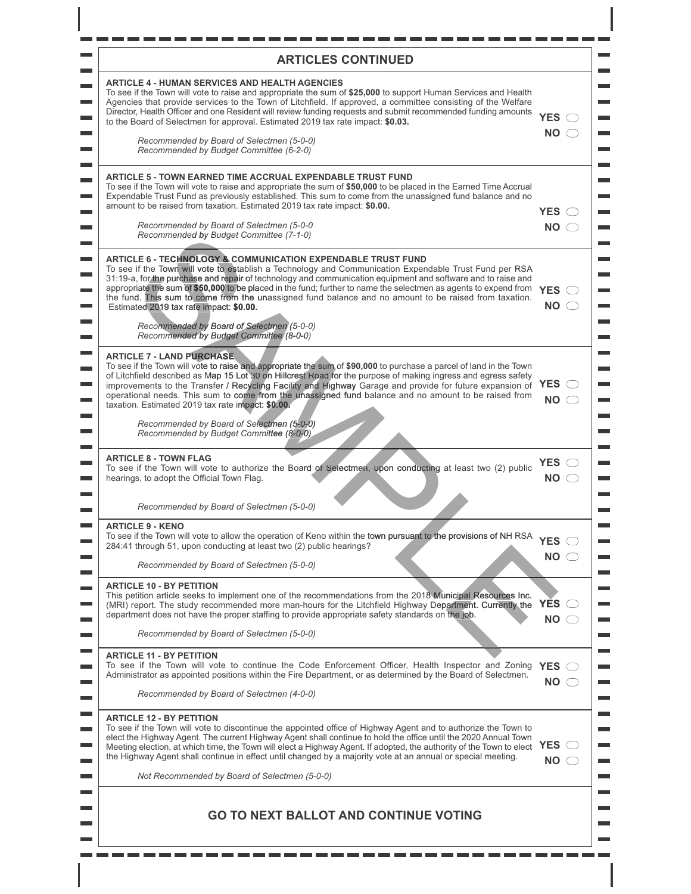## ARTICLES CONTINUED

**ARTICLE 4 - HUMAN SERVICES AND HEALTH AGENCIES**
To see if the Town will vote to raise and appropriate the sum of **$25,000** to support Human Services and Health Agencies that provide services to the Town of Litchfield. If approved, a committee consisting of the Welfare Director, Health Officer and one Resident will review funding requests and submit recommended funding amounts to the Board of Selectmen for approval. Estimated 2019 tax rate impact: **$0.03.**

*Recommended by Board of Selectmen (5-0-0)*
*Recommended by Budget Committee (6-2-0)*

**YES** ◯
**NO** ◯

**ARTICLE 5 - TOWN EARNED TIME ACCRUAL EXPENDABLE TRUST FUND**
To see if the Town will vote to raise and appropriate the sum of **$50,000** to be placed in the Earned Time Accrual Expendable Trust Fund as previously established. This sum to come from the unassigned fund balance and no amount to be raised from taxation. Estimated 2019 tax rate impact: **$0.00.**

*Recommended by Board of Selectmen (5-0-0*
*Recommended by Budget Committee (7-1-0)*

**YES** ◯
**NO** ◯

**ARTICLE 6 - TECHNOLOGY & COMMUNICATION EXPENDABLE TRUST FUND**
To see if the Town will vote to establish a Technology and Communication Expendable Trust Fund per RSA 31:19-a, for the purchase and repair of technology and communication equipment and software and to raise and appropriate the sum of **$50,000** to be placed in the fund; further to name the selectmen as agents to expend from the fund. This sum to come from the unassigned fund balance and no amount to be raised from taxation. Estimated 2019 tax rate impact: **$0.00.**

*Recommended by Board of Selectmen (5-0-0)*
*Recommended by Budget Committee (8-0-0)*

**YES** ◯
**NO** ◯

**ARTICLE 7 - LAND PURCHASE**
To see if the Town will vote to raise and appropriate the sum of **$90,000** to purchase a parcel of land in the Town of Litchfield described as Map 15 Lot 30 on Hillcrest Road for the purpose of making ingress and egress safety improvements to the Transfer / Recycling Facility and Highway Garage and provide for future expansion of operational needs. This sum to come from the unassigned fund balance and no amount to be raised from taxation. Estimated 2019 tax rate impact: **$0.00.**

*Recommended by Board of Selectmen (5-0-0)*
*Recommended by Budget Committee (8-0-0)*

**YES** ◯
**NO** ◯

**ARTICLE 8 - TOWN FLAG**
To see if the Town will vote to authorize the Board of Selectmen, upon conducting at least two (2) public hearings, to adopt the Official Town Flag.

*Recommended by Board of Selectmen (5-0-0)*

**YES** ◯
**NO** ◯

**ARTICLE 9 - KENO**
To see if the Town will vote to allow the operation of Keno within the town pursuant to the provisions of NH RSA 284:41 through 51, upon conducting at least two (2) public hearings?

*Recommended by Board of Selectmen (5-0-0)*

**YES** ◯
**NO** ◯

**ARTICLE 10 - BY PETITION**
This petition article seeks to implement one of the recommendations from the 2018 Municipal Resources Inc. (MRI) report. The study recommended more man-hours for the Litchfield Highway Department. Currently the department does not have the proper staffing to provide appropriate safety standards on the job.

*Recommended by Board of Selectmen (5-0-0)*

**YES** ◯
**NO** ◯

**ARTICLE 11 - BY PETITION**
To see if the Town will vote to continue the Code Enforcement Officer, Health Inspector and Zoning Administrator as appointed positions within the Fire Department, or as determined by the Board of Selectmen.

*Recommended by Board of Selectmen (4-0-0)*

**YES** ◯
**NO** ◯

**ARTICLE 12 - BY PETITION**
To see if the Town will vote to discontinue the appointed office of Highway Agent and to authorize the Town to elect the Highway Agent. The current Highway Agent shall continue to hold the office until the 2020 Annual Town Meeting election, at which time, the Town will elect a Highway Agent. If adopted, the authority of the Town to elect the Highway Agent shall continue in effect until changed by a majority vote at an annual or special meeting.

*Not Recommended by Board of Selectmen (5-0-0)*

**YES** ◯
**NO** ◯

## GO TO NEXT BALLOT AND CONTINUE VOTING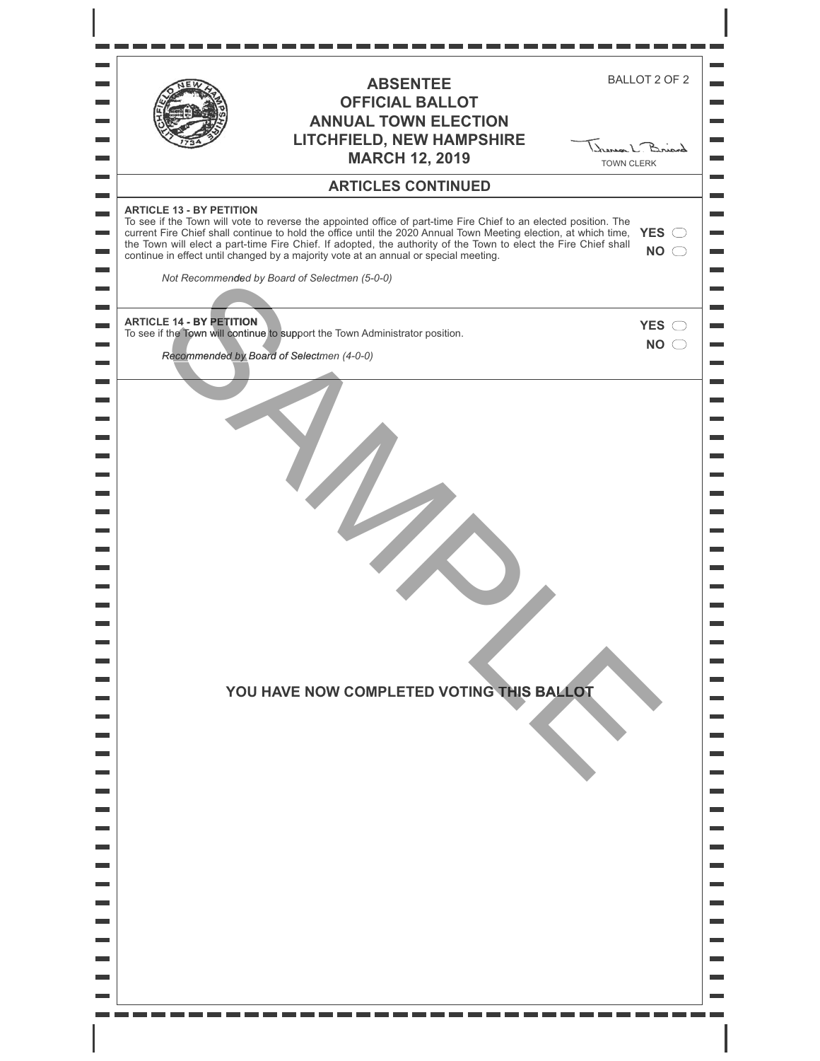# ABSENTEE OFFICIAL BALLOT ANNUAL TOWN ELECTION LITCHFIELD, NEW HAMPSHIRE MARCH 12, 2019

BALLOT 2 OF 2

TOWN CLERK

## ARTICLES CONTINUED

**ARTICLE 13 - BY PETITION**

To see if the Town will vote to reverse the appointed office of part-time Fire Chief to an elected position. The current Fire Chief shall continue to hold the office until the 2020 Annual Town Meeting election, at which time, the Town will elect a part-time Fire Chief. If adopted, the authority of the Town to elect the Fire Chief shall continue in effect until changed by a majority vote at an annual or special meeting.

*Not Recommended by Board of Selectmen (5-0-0)*

**YES** ◯
**NO** ◯

**ARTICLE 14 - BY PETITION**

To see if the Town will continue to support the Town Administrator position.

*Recommended by Board of Selectmen (4-0-0)*

**YES** ◯
**NO** ◯

**YOU HAVE NOW COMPLETED VOTING THIS BALLOT**

SAMPLE